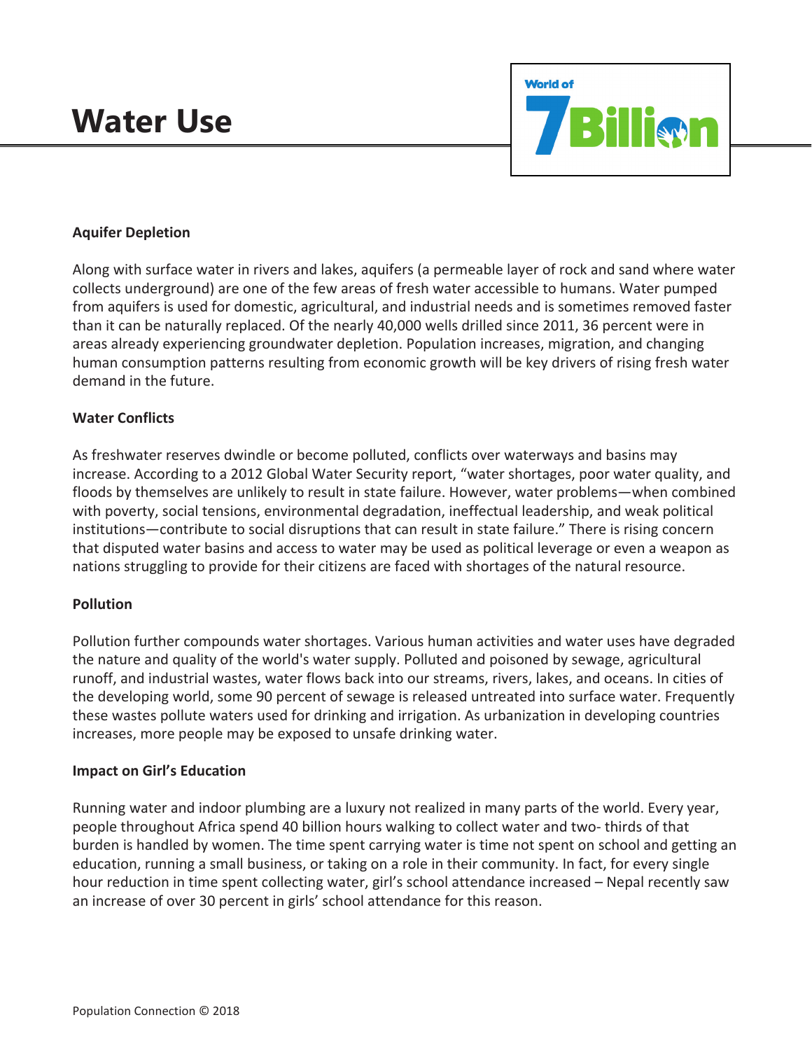# Water Use

World of 7 Billion

### Aquifer Depletion

Along with surface water in rivers and lakes, aquifers (a permeable layer of rock and sand where water collects underground) are one of the few areas of fresh water accessible to humans. Water pumped from aquifers is used for domestic, agricultural, and industrial needs and is sometimes removed faster than it can be naturally replaced. Of the nearly 40,000 wells drilled since 2011, 36 percent were in areas already experiencing groundwater depletion. Population increases, migration, and changing human consumption patterns resulting from economic growth will be key drivers of rising fresh water demand in the future.

### Water Conflicts

As freshwater reserves dwindle or become polluted, conflicts over waterways and basins may increase. According to a 2012 Global Water Security report, "water shortages, poor water quality, and floods by themselves are unlikely to result in state failure. However, water problems—when combined with poverty, social tensions, environmental degradation, ineffectual leadership, and weak political institutions—contribute to social disruptions that can result in state failure." There is rising concern that disputed water basins and access to water may be used as political leverage or even a weapon as nations struggling to provide for their citizens are faced with shortages of the natural resource.

### Pollution

Pollution further compounds water shortages. Various human activities and water uses have degraded the nature and quality of the world's water supply. Polluted and poisoned by sewage, agricultural runoff, and industrial wastes, water flows back into our streams, rivers, lakes, and oceans. In cities of the developing world, some 90 percent of sewage is released untreated into surface water. Frequently these wastes pollute waters used for drinking and irrigation. As urbanization in developing countries increases, more people may be exposed to unsafe drinking water.

### Impact on Girl's Education

Running water and indoor plumbing are a luxury not realized in many parts of the world. Every year, people throughout Africa spend 40 billion hours walking to collect water and two- thirds of that burden is handled by women. The time spent carrying water is time not spent on school and getting an education, running a small business, or taking on a role in their community. In fact, for every single hour reduction in time spent collecting water, girl's school attendance increased – Nepal recently saw an increase of over 30 percent in girls' school attendance for this reason.

Population Connection © 2018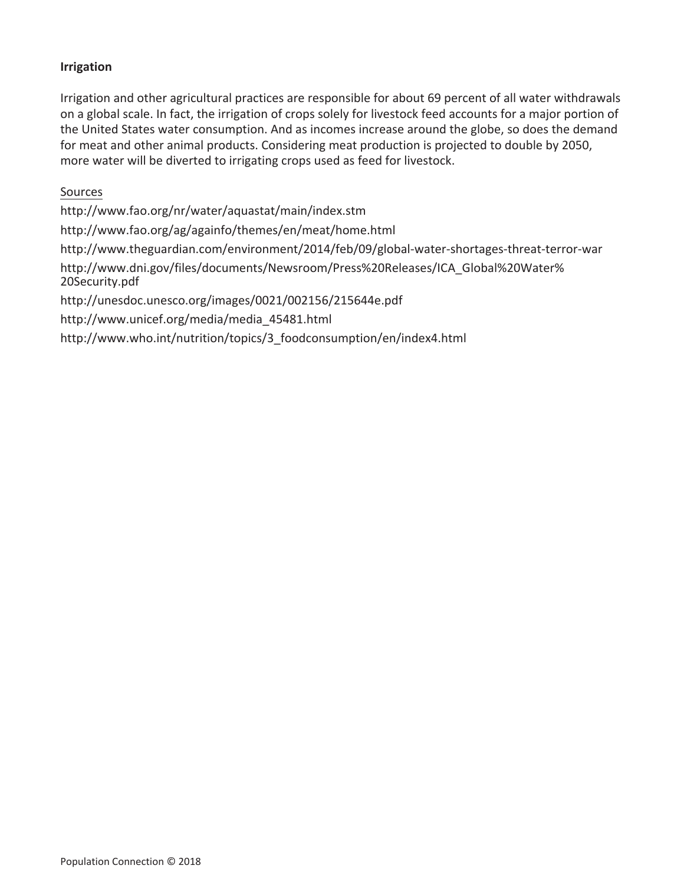**Irrigation**

Irrigation and other agricultural practices are responsible for about 69 percent of all water withdrawals on a global scale. In fact, the irrigation of crops solely for livestock feed accounts for a major portion of the United States water consumption. And as incomes increase around the globe, so does the demand for meat and other animal products. Considering meat production is projected to double by 2050, more water will be diverted to irrigating crops used as feed for livestock.

Sources

http://www.fao.org/nr/water/aquastat/main/index.stm

http://www.fao.org/ag/againfo/themes/en/meat/home.html

http://www.theguardian.com/environment/2014/feb/09/global-water-shortages-threat-terror-war

http://www.dni.gov/files/documents/Newsroom/Press%20Releases/ICA_Global%20Water%20Security.pdf

http://unesdoc.unesco.org/images/0021/002156/215644e.pdf

http://www.unicef.org/media/media_45481.html

http://www.who.int/nutrition/topics/3_foodconsumption/en/index4.html

Population Connection © 2018